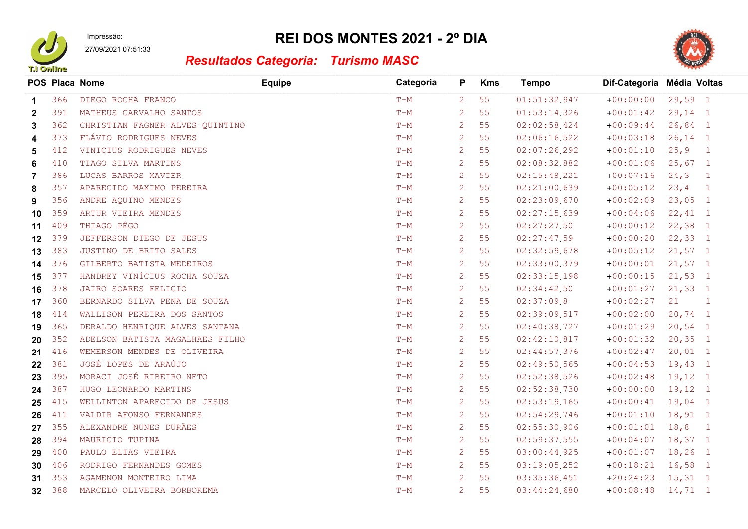Impressão:
27/09/2021 07:51:33

# REI DOS MONTES 2021 - 2º DIA

## *Resultados Categoria: Turismo MASC*

| POS | Placa | Nome | Equipe | Categoria | P | Kms | Tempo | Dif-Categoria | Média | Voltas |
|---|---|---|---|---|---|---|---|---|---|---|
| 1 | 366 | DIEGO ROCHA FRANCO | | T-M | 2 | 55 | 01:51:32.947 | +00:00:00 | 29,59 | 1 |
| 2 | 391 | MATHEUS CARVALHO SANTOS | | T-M | 2 | 55 | 01:53:14.326 | +00:01:42 | 29,14 | 1 |
| 3 | 362 | CHRISTIAN FAGNER ALVES QUINTINO | | T-M | 2 | 55 | 02:02:58.424 | +00:09:44 | 26,84 | 1 |
| 4 | 373 | FLÁVIO RODRIGUES NEVES | | T-M | 2 | 55 | 02:06:16.522 | +00:03:18 | 26,14 | 1 |
| 5 | 412 | VINICIUS RODRIGUES NEVES | | T-M | 2 | 55 | 02:07:26.292 | +00:01:10 | 25,9 | 1 |
| 6 | 410 | TIAGO SILVA MARTINS | | T-M | 2 | 55 | 02:08:32.882 | +00:01:06 | 25,67 | 1 |
| 7 | 386 | LUCAS BARROS XAVIER | | T-M | 2 | 55 | 02:15:48.221 | +00:07:16 | 24,3 | 1 |
| 8 | 357 | APARECIDO MAXIMO PEREIRA | | T-M | 2 | 55 | 02:21:00.639 | +00:05:12 | 23,4 | 1 |
| 9 | 356 | ANDRE AQUINO MENDES | | T-M | 2 | 55 | 02:23:09.670 | +00:02:09 | 23,05 | 1 |
| 10 | 359 | ARTUR VIEIRA MENDES | | T-M | 2 | 55 | 02:27:15.639 | +00:04:06 | 22,41 | 1 |
| 11 | 409 | THIAGO PÊGO | | T-M | 2 | 55 | 02:27:27.50 | +00:00:12 | 22,38 | 1 |
| 12 | 379 | JEFFERSON DIEGO DE JESUS | | T-M | 2 | 55 | 02:27:47.59 | +00:00:20 | 22,33 | 1 |
| 13 | 383 | JUSTINO DE BRITO SALES | | T-M | 2 | 55 | 02:32:59.678 | +00:05:12 | 21,57 | 1 |
| 14 | 376 | GILBERTO BATISTA MEDEIROS | | T-M | 2 | 55 | 02:33:00.379 | +00:00:01 | 21,57 | 1 |
| 15 | 377 | HANDREY VINÍCIUS ROCHA SOUZA | | T-M | 2 | 55 | 02:33:15.198 | +00:00:15 | 21,53 | 1 |
| 16 | 378 | JAIRO SOARES FELICIO | | T-M | 2 | 55 | 02:34:42.50 | +00:01:27 | 21,33 | 1 |
| 17 | 360 | BERNARDO SILVA PENA DE SOUZA | | T-M | 2 | 55 | 02:37:09.8 | +00:02:27 | 21 | 1 |
| 18 | 414 | WALLISON PEREIRA DOS SANTOS | | T-M | 2 | 55 | 02:39:09.517 | +00:02:00 | 20,74 | 1 |
| 19 | 365 | DERALDO HENRIQUE ALVES SANTANA | | T-M | 2 | 55 | 02:40:38.727 | +00:01:29 | 20,54 | 1 |
| 20 | 352 | ADELSON BATISTA MAGALHAES FILHO | | T-M | 2 | 55 | 02:42:10.817 | +00:01:32 | 20,35 | 1 |
| 21 | 416 | WEMERSON MENDES DE OLIVEIRA | | T-M | 2 | 55 | 02:44:57.376 | +00:02:47 | 20,01 | 1 |
| 22 | 381 | JOSÉ LOPES DE ARAÚJO | | T-M | 2 | 55 | 02:49:50.565 | +00:04:53 | 19,43 | 1 |
| 23 | 395 | MORACI JOSÉ RIBEIRO NETO | | T-M | 2 | 55 | 02:52:38.526 | +00:02:48 | 19,12 | 1 |
| 24 | 387 | HUGO LEONARDO MARTINS | | T-M | 2 | 55 | 02:52:38.730 | +00:00:00 | 19,12 | 1 |
| 25 | 415 | WELLINTON APARECIDO DE JESUS | | T-M | 2 | 55 | 02:53:19.165 | +00:00:41 | 19,04 | 1 |
| 26 | 411 | VALDIR AFONSO FERNANDES | | T-M | 2 | 55 | 02:54:29.746 | +00:01:10 | 18,91 | 1 |
| 27 | 355 | ALEXANDRE NUNES DURÃES | | T-M | 2 | 55 | 02:55:30.906 | +00:01:01 | 18,8 | 1 |
| 28 | 394 | MAURICIO TUPINA | | T-M | 2 | 55 | 02:59:37.555 | +00:04:07 | 18,37 | 1 |
| 29 | 400 | PAULO ELIAS VIEIRA | | T-M | 2 | 55 | 03:00:44.925 | +00:01:07 | 18,26 | 1 |
| 30 | 406 | RODRIGO FERNANDES GOMES | | T-M | 2 | 55 | 03:19:05.252 | +00:18:21 | 16,58 | 1 |
| 31 | 353 | AGAMENON MONTEIRO LIMA | | T-M | 2 | 55 | 03:35:36.451 | +20:24:23 | 15,31 | 1 |
| 32 | 388 | MARCELO OLIVEIRA BORBOREMA | | T-M | 2 | 55 | 03:44:24.680 | +00:08:48 | 14,71 | 1 |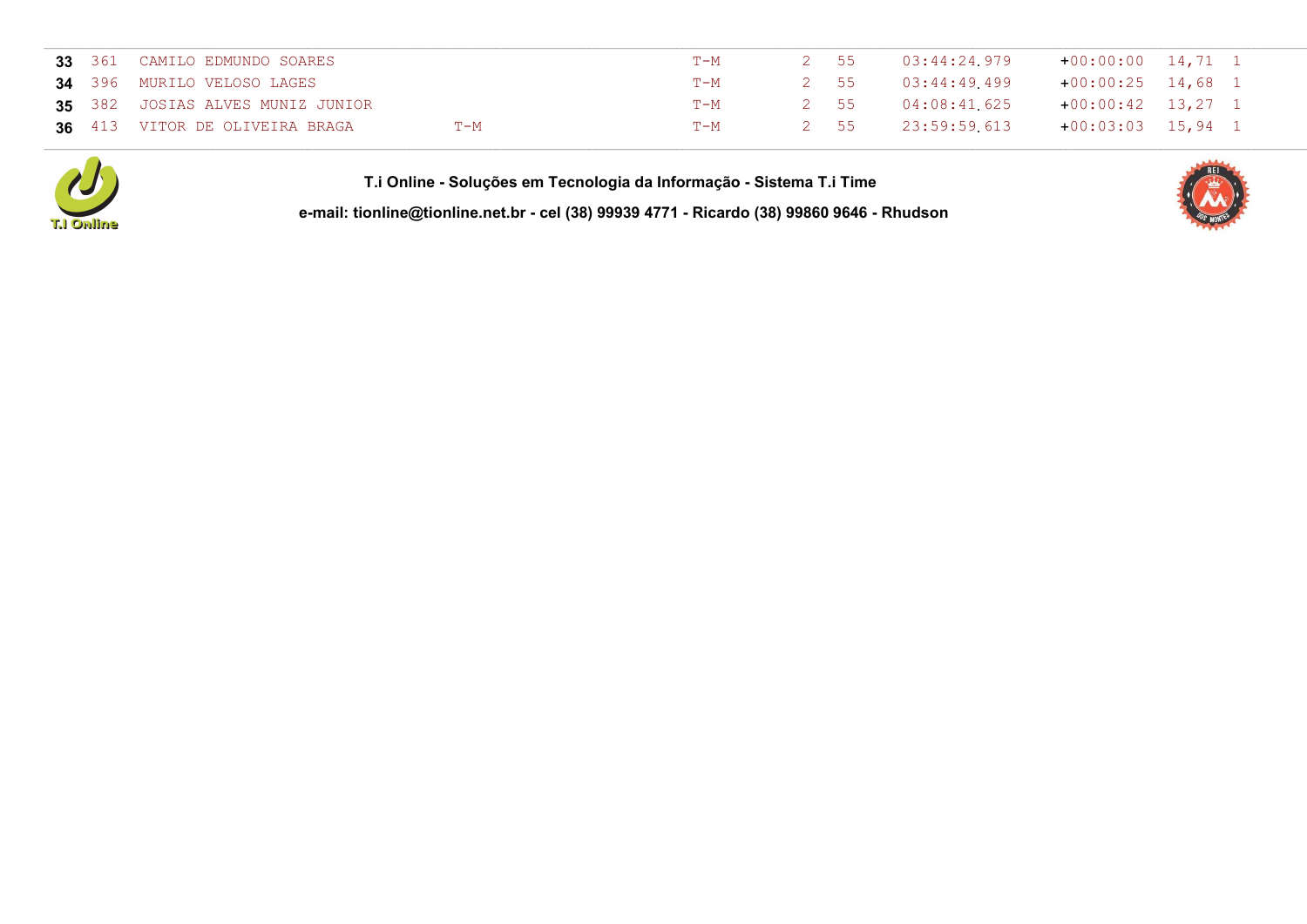| | | | | | | | | | | |
|---|---|---|---|---|---|---|---|---|---|---|
| **33** | 361 | CAMILO EDMUNDO SOARES | | T-M | 2 | 55 | 03:44:24.979 | +00:00:00 | 14,71 | 1 |
| **34** | 396 | MURILO VELOSO LAGES | | T-M | 2 | 55 | 03:44:49.499 | +00:00:25 | 14,68 | 1 |
| **35** | 382 | JOSIAS ALVES MUNIZ JUNIOR | | T-M | 2 | 55 | 04:08:41.625 | +00:00:42 | 13,27 | 1 |
| **36** | 413 | VITOR DE OLIVEIRA BRAGA | T-M | T-M | 2 | 55 | 23:59:59.613 | +00:03:03 | 15,94 | 1 |

**T.i Online - Soluções em Tecnologia da Informação - Sistema T.i Time**

**e-mail: tionline@tionline.net.br - cel (38) 99939 4771 - Ricardo (38) 99860 9646 - Rhudson**